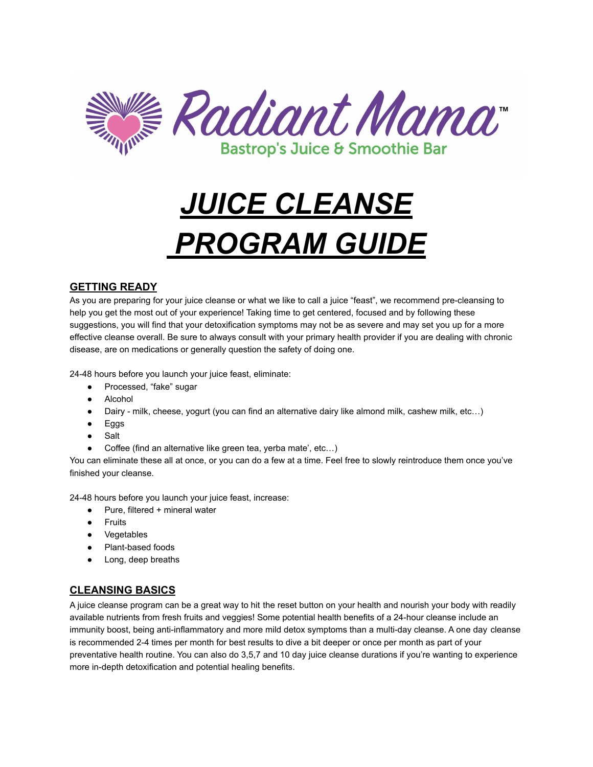Radiant Mama™

Bastrop's Juice & Smoothie Bar

# ***JUICE CLEANSE PROGRAM GUIDE***

## GETTING READY

As you are preparing for your juice cleanse or what we like to call a juice "feast", we recommend pre-cleansing to help you get the most out of your experience! Taking time to get centered, focused and by following these suggestions, you will find that your detoxification symptoms may not be as severe and may set you up for a more effective cleanse overall. Be sure to always consult with your primary health provider if you are dealing with chronic disease, are on medications or generally question the safety of doing one.

24-48 hours before you launch your juice feast, eliminate:

- Processed, "fake" sugar
- Alcohol
- Dairy - milk, cheese, yogurt (you can find an alternative dairy like almond milk, cashew milk, etc…)
- Eggs
- Salt
- Coffee (find an alternative like green tea, yerba mate', etc…)

You can eliminate these all at once, or you can do a few at a time. Feel free to slowly reintroduce them once you've finished your cleanse.

24-48 hours before you launch your juice feast, increase:

- Pure, filtered + mineral water
- Fruits
- Vegetables
- Plant-based foods
- Long, deep breaths

## CLEANSING BASICS

A juice cleanse program can be a great way to hit the reset button on your health and nourish your body with readily available nutrients from fresh fruits and veggies! Some potential health benefits of a 24-hour cleanse include an immunity boost, being anti-inflammatory and more mild detox symptoms than a multi-day cleanse. A one day cleanse is recommended 2-4 times per month for best results to dive a bit deeper or once per month as part of your preventative health routine. You can also do 3,5,7 and 10 day juice cleanse durations if you're wanting to experience more in-depth detoxification and potential healing benefits.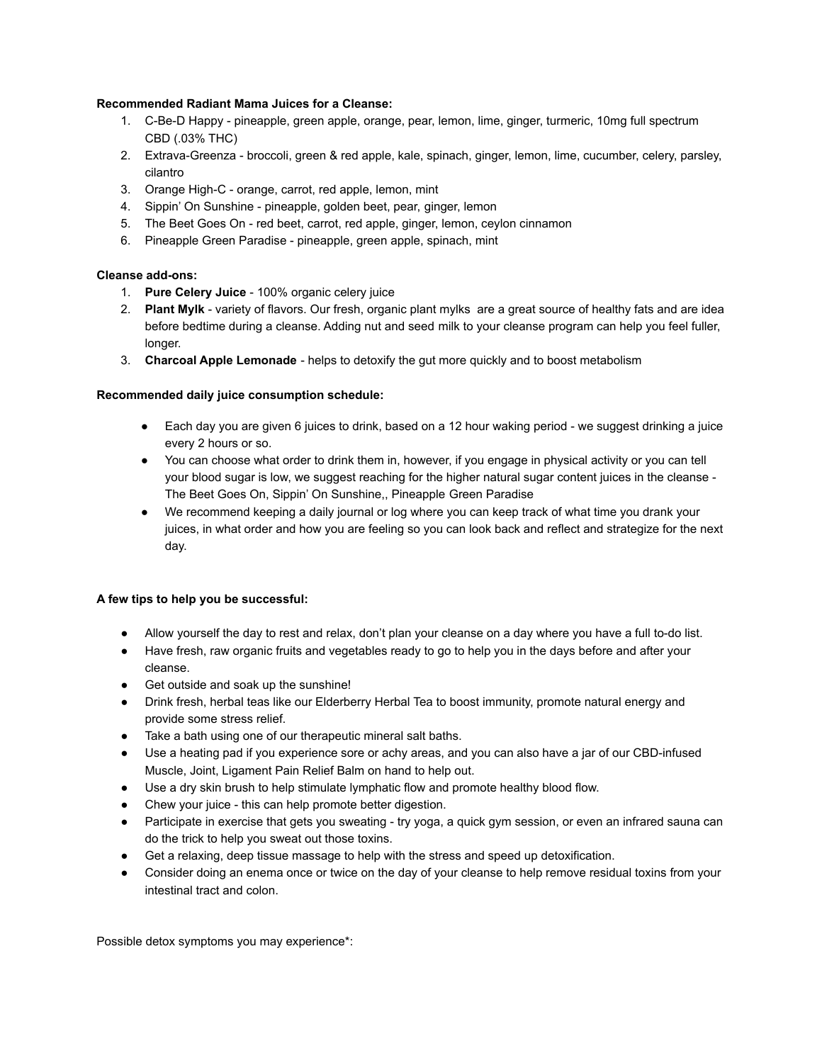**Recommended Radiant Mama Juices for a Cleanse:**

1. C-Be-D Happy - pineapple, green apple, orange, pear, lemon, lime, ginger, turmeric, 10mg full spectrum CBD (.03% THC)
2. Extrava-Greenza - broccoli, green & red apple, kale, spinach, ginger, lemon, lime, cucumber, celery, parsley, cilantro
3. Orange High-C - orange, carrot, red apple, lemon, mint
4. Sippin' On Sunshine - pineapple, golden beet, pear, ginger, lemon
5. The Beet Goes On - red beet, carrot, red apple, ginger, lemon, ceylon cinnamon
6. Pineapple Green Paradise - pineapple, green apple, spinach, mint

**Cleanse add-ons:**

1. **Pure Celery Juice** - 100% organic celery juice
2. **Plant Mylk** - variety of flavors. Our fresh, organic plant mylks are a great source of healthy fats and are idea before bedtime during a cleanse. Adding nut and seed milk to your cleanse program can help you feel fuller, longer.
3. **Charcoal Apple Lemonade** - helps to detoxify the gut more quickly and to boost metabolism

**Recommended daily juice consumption schedule:**

- Each day you are given 6 juices to drink, based on a 12 hour waking period - we suggest drinking a juice every 2 hours or so.
- You can choose what order to drink them in, however, if you engage in physical activity or you can tell your blood sugar is low, we suggest reaching for the higher natural sugar content juices in the cleanse - The Beet Goes On, Sippin' On Sunshine,, Pineapple Green Paradise
- We recommend keeping a daily journal or log where you can keep track of what time you drank your juices, in what order and how you are feeling so you can look back and reflect and strategize for the next day.

**A few tips to help you be successful:**

- Allow yourself the day to rest and relax, don't plan your cleanse on a day where you have a full to-do list.
- Have fresh, raw organic fruits and vegetables ready to go to help you in the days before and after your cleanse.
- Get outside and soak up the sunshine!
- Drink fresh, herbal teas like our Elderberry Herbal Tea to boost immunity, promote natural energy and provide some stress relief.
- Take a bath using one of our therapeutic mineral salt baths.
- Use a heating pad if you experience sore or achy areas, and you can also have a jar of our CBD-infused Muscle, Joint, Ligament Pain Relief Balm on hand to help out.
- Use a dry skin brush to help stimulate lymphatic flow and promote healthy blood flow.
- Chew your juice - this can help promote better digestion.
- Participate in exercise that gets you sweating - try yoga, a quick gym session, or even an infrared sauna can do the trick to help you sweat out those toxins.
- Get a relaxing, deep tissue massage to help with the stress and speed up detoxification.
- Consider doing an enema once or twice on the day of your cleanse to help remove residual toxins from your intestinal tract and colon.

Possible detox symptoms you may experience*: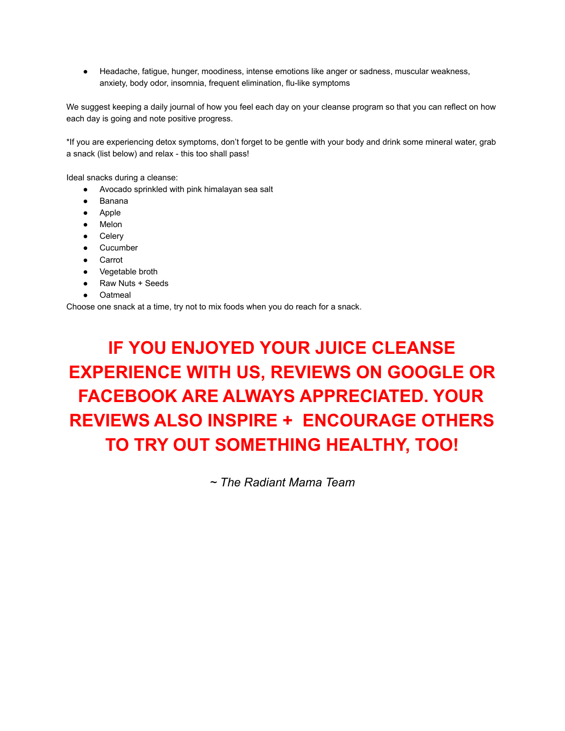- Headache, fatigue, hunger, moodiness, intense emotions like anger or sadness, muscular weakness, anxiety, body odor, insomnia, frequent elimination, flu-like symptoms

We suggest keeping a daily journal of how you feel each day on your cleanse program so that you can reflect on how each day is going and note positive progress.

*If you are experiencing detox symptoms, don't forget to be gentle with your body and drink some mineral water, grab a snack (list below) and relax - this too shall pass!

Ideal snacks during a cleanse:

- Avocado sprinkled with pink himalayan sea salt
- Banana
- Apple
- Melon
- Celery
- Cucumber
- Carrot
- Vegetable broth
- Raw Nuts + Seeds
- Oatmeal

Choose one snack at a time, try not to mix foods when you do reach for a snack.

## IF YOU ENJOYED YOUR JUICE CLEANSE EXPERIENCE WITH US, REVIEWS ON GOOGLE OR FACEBOOK ARE ALWAYS APPRECIATED. YOUR REVIEWS ALSO INSPIRE + ENCOURAGE OTHERS TO TRY OUT SOMETHING HEALTHY, TOO!

*~ The Radiant Mama Team*